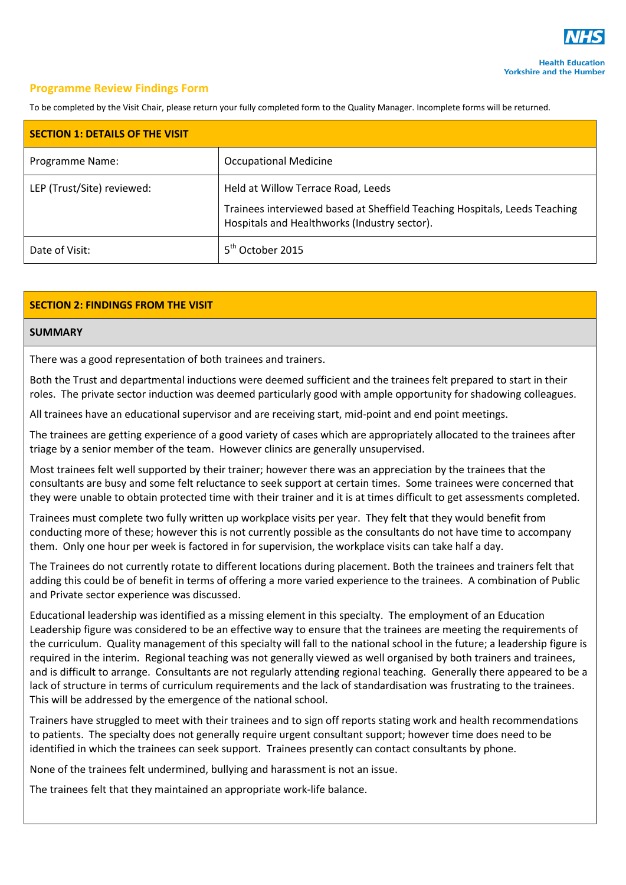NHS
Health Education
Yorkshire and the Humber

## Programme Review Findings Form

To be completed by the Visit Chair, please return your fully completed form to the Quality Manager. Incomplete forms will be returned.

| **SECTION 1: DETAILS OF THE VISIT** | |
|---|---|
| Programme Name: | Occupational Medicine |
| LEP (Trust/Site) reviewed: | Held at Willow Terrace Road, Leeds<br><br>Trainees interviewed based at Sheffield Teaching Hospitals, Leeds Teaching Hospitals and Healthworks (Industry sector). |
| Date of Visit: | 5th October 2015 |

### SECTION 2: FINDINGS FROM THE VISIT

#### SUMMARY

There was a good representation of both trainees and trainers.

Both the Trust and departmental inductions were deemed sufficient and the trainees felt prepared to start in their roles. The private sector induction was deemed particularly good with ample opportunity for shadowing colleagues.

All trainees have an educational supervisor and are receiving start, mid-point and end point meetings.

The trainees are getting experience of a good variety of cases which are appropriately allocated to the trainees after triage by a senior member of the team. However clinics are generally unsupervised.

Most trainees felt well supported by their trainer; however there was an appreciation by the trainees that the consultants are busy and some felt reluctance to seek support at certain times. Some trainees were concerned that they were unable to obtain protected time with their trainer and it is at times difficult to get assessments completed.

Trainees must complete two fully written up workplace visits per year. They felt that they would benefit from conducting more of these; however this is not currently possible as the consultants do not have time to accompany them. Only one hour per week is factored in for supervision, the workplace visits can take half a day.

The Trainees do not currently rotate to different locations during placement. Both the trainees and trainers felt that adding this could be of benefit in terms of offering a more varied experience to the trainees. A combination of Public and Private sector experience was discussed.

Educational leadership was identified as a missing element in this specialty. The employment of an Education Leadership figure was considered to be an effective way to ensure that the trainees are meeting the requirements of the curriculum. Quality management of this specialty will fall to the national school in the future; a leadership figure is required in the interim. Regional teaching was not generally viewed as well organised by both trainers and trainees, and is difficult to arrange. Consultants are not regularly attending regional teaching. Generally there appeared to be a lack of structure in terms of curriculum requirements and the lack of standardisation was frustrating to the trainees. This will be addressed by the emergence of the national school.

Trainers have struggled to meet with their trainees and to sign off reports stating work and health recommendations to patients. The specialty does not generally require urgent consultant support; however time does need to be identified in which the trainees can seek support. Trainees presently can contact consultants by phone.

None of the trainees felt undermined, bullying and harassment is not an issue.

The trainees felt that they maintained an appropriate work-life balance.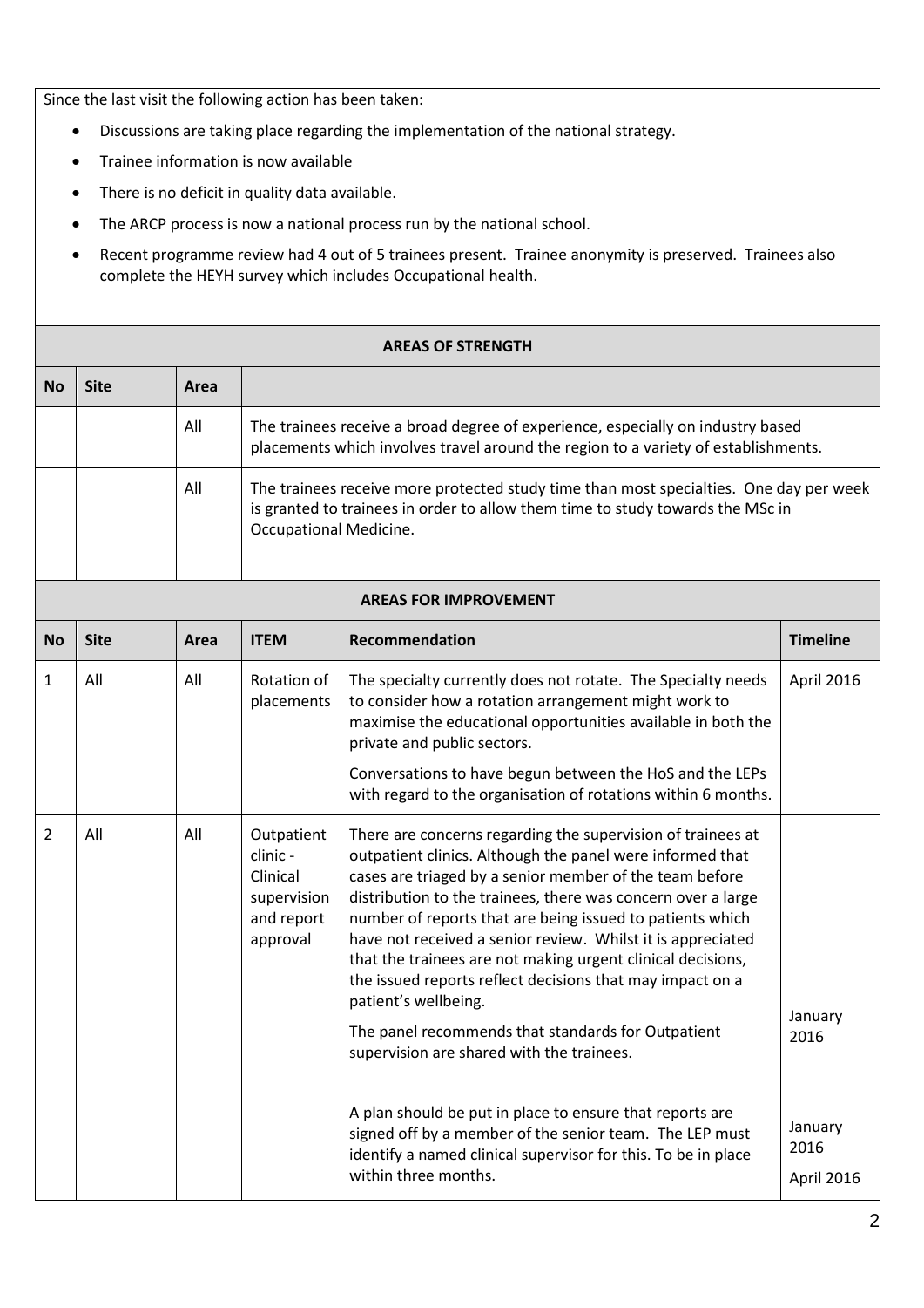Since the last visit the following action has been taken:

- Discussions are taking place regarding the implementation of the national strategy.
- Trainee information is now available
- There is no deficit in quality data available.
- The ARCP process is now a national process run by the national school.
- Recent programme review had 4 out of 5 trainees present. Trainee anonymity is preserved. Trainees also complete the HEYH survey which includes Occupational health.

## AREAS OF STRENGTH

| No | Site | Area | |
|---|---|---|---|
| | | All | The trainees receive a broad degree of experience, especially on industry based placements which involves travel around the region to a variety of establishments. |
| | | All | The trainees receive more protected study time than most specialties. One day per week is granted to trainees in order to allow them time to study towards the MSc in Occupational Medicine. |

## AREAS FOR IMPROVEMENT

| No | Site | Area | ITEM | Recommendation | Timeline |
|---|---|---|---|---|---|
| 1 | All | All | Rotation of placements | The specialty currently does not rotate. The Specialty needs to consider how a rotation arrangement might work to maximise the educational opportunities available in both the private and public sectors.<br><br>Conversations to have begun between the HoS and the LEPs with regard to the organisation of rotations within 6 months. | April 2016 |
| 2 | All | All | Outpatient clinic - Clinical supervision and report approval | There are concerns regarding the supervision of trainees at outpatient clinics. Although the panel were informed that cases are triaged by a senior member of the team before distribution to the trainees, there was concern over a large number of reports that are being issued to patients which have not received a senior review. Whilst it is appreciated that the trainees are not making urgent clinical decisions, the issued reports reflect decisions that may impact on a patient's wellbeing.<br><br>The panel recommends that standards for Outpatient supervision are shared with the trainees.<br><br>A plan should be put in place to ensure that reports are signed off by a member of the senior team. The LEP must identify a named clinical supervisor for this. To be in place within three months. | January 2016<br><br>January 2016<br><br>April 2016 |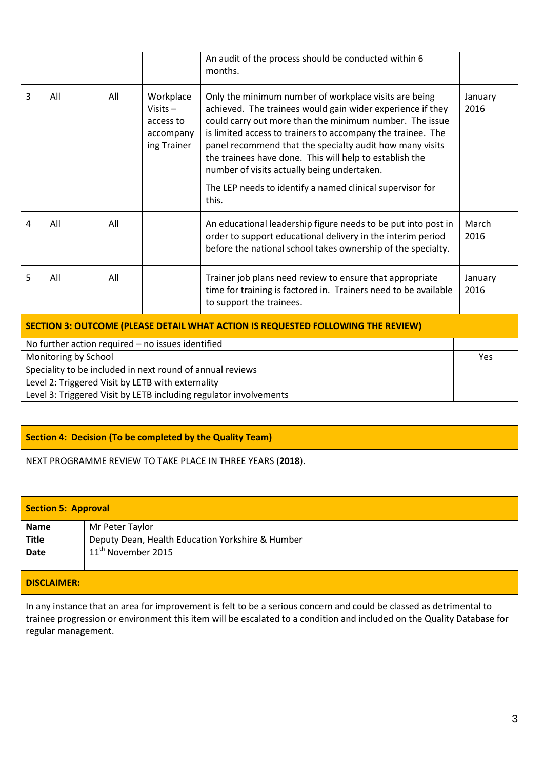| | | | | | |
|---|---|---|---|---|---|
| | | | | An audit of the process should be conducted within 6 months. | |
| 3 | All | All | Workplace Visits – access to accompanying Trainer | Only the minimum number of workplace visits are being achieved. The trainees would gain wider experience if they could carry out more than the minimum number. The issue is limited access to trainers to accompany the trainee. The panel recommend that the specialty audit how many visits the trainees have done. This will help to establish the number of visits actually being undertaken.<br><br>The LEP needs to identify a named clinical supervisor for this. | January 2016 |
| 4 | All | All | | An educational leadership figure needs to be put into post in order to support educational delivery in the interim period before the national school takes ownership of the specialty. | March 2016 |
| 5 | All | All | | Trainer job plans need review to ensure that appropriate time for training is factored in. Trainers need to be available to support the trainees. | January 2016 |

**SECTION 3: OUTCOME (PLEASE DETAIL WHAT ACTION IS REQUESTED FOLLOWING THE REVIEW)**

| | |
|---|---|
| No further action required – no issues identified | |
| Monitoring by School | Yes |
| Speciality to be included in next round of annual reviews | |
| Level 2: Triggered Visit by LETB with externality | |
| Level 3: Triggered Visit by LETB including regulator involvements | |

**Section 4: Decision (To be completed by the Quality Team)**

NEXT PROGRAMME REVIEW TO TAKE PLACE IN THREE YEARS (**2018**).

**Section 5: Approval**

| | |
|---|---|
| **Name** | Mr Peter Taylor |
| **Title** | Deputy Dean, Health Education Yorkshire & Humber |
| **Date** | 11th November 2015 |

**DISCLAIMER:**

In any instance that an area for improvement is felt to be a serious concern and could be classed as detrimental to trainee progression or environment this item will be escalated to a condition and included on the Quality Database for regular management.